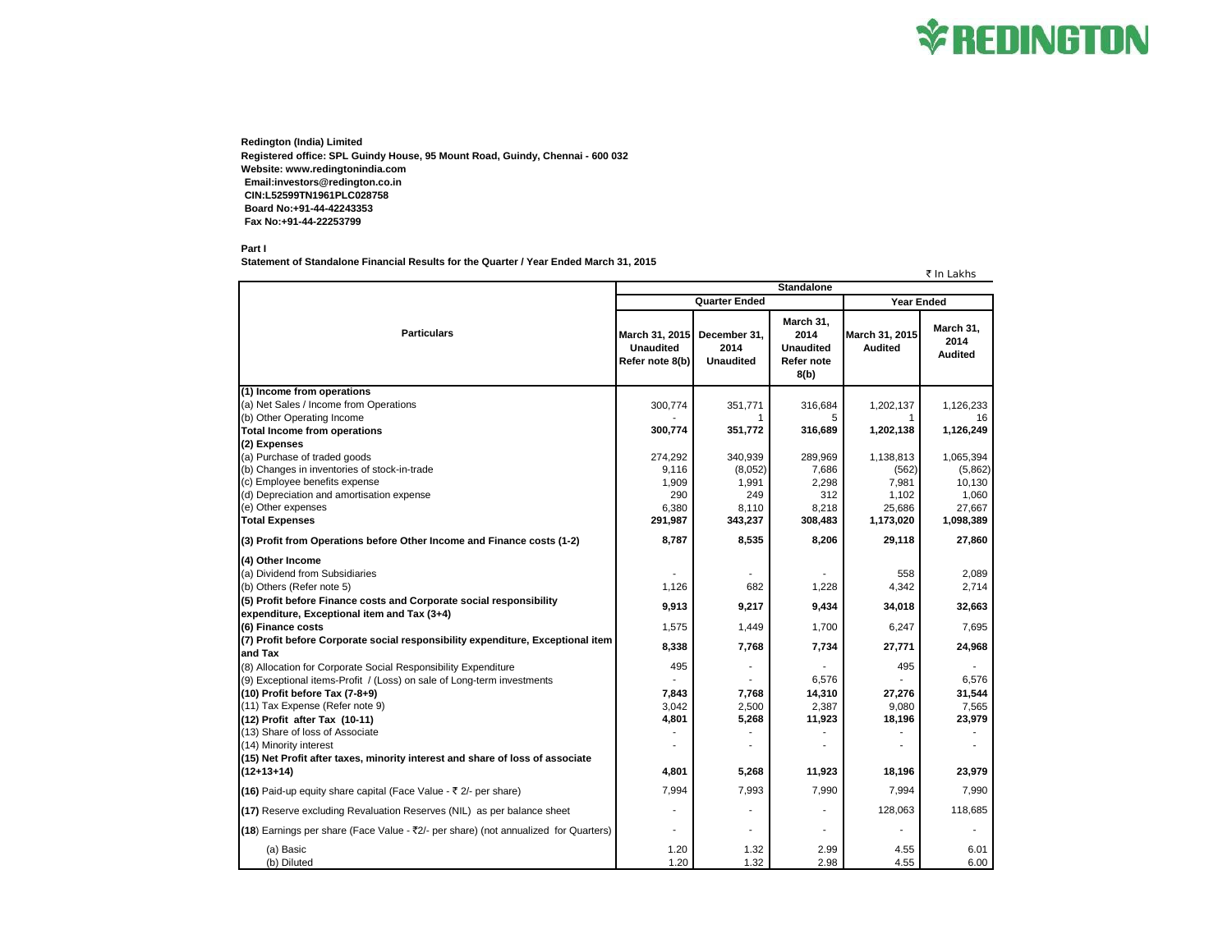**Redington (India) Limited**
**Registered office: SPL Guindy House, 95 Mount Road, Guindy, Chennai - 600 032**
**Website: www.redingtonindia.com**
**Email:investors@redington.co.in**
**CIN:L52599TN1961PLC028758**
**Board No:+91-44-42243353**
**Fax No:+91-44-22253799**

**Part I**

**Statement of Standalone Financial Results for the Quarter / Year Ended March 31, 2015**

₹ In Lakhs

| Particulars | Standalone | | | | |
|---|---|---|---|---|---|
| | Quarter Ended | | | Year Ended | |
| | March 31, 2015 Unaudited Refer note 8(b) | December 31, 2014 Unaudited | March 31, 2014 Unaudited Refer note 8(b) | March 31, 2015 Audited | March 31, 2014 Audited |
| **(1) Income from operations** | | | | | |
| (a) Net Sales / Income from Operations | 300,774 | 351,771 | 316,684 | 1,202,137 | 1,126,233 |
| (b) Other Operating Income | - | 1 | 5 | 1 | 16 |
| **Total Income from operations** | **300,774** | **351,772** | **316,689** | **1,202,138** | **1,126,249** |
| **(2) Expenses** | | | | | |
| (a) Purchase of traded goods | 274,292 | 340,939 | 289,969 | 1,138,813 | 1,065,394 |
| (b) Changes in inventories of stock-in-trade | 9,116 | (8,052) | 7,686 | (562) | (5,862) |
| (c) Employee benefits expense | 1,909 | 1,991 | 2,298 | 7,981 | 10,130 |
| (d) Depreciation and amortisation expense | 290 | 249 | 312 | 1,102 | 1,060 |
| (e) Other expenses | 6,380 | 8,110 | 8,218 | 25,686 | 27,667 |
| **Total Expenses** | **291,987** | **343,237** | **308,483** | **1,173,020** | **1,098,389** |
| **(3) Profit from Operations before Other Income and Finance costs (1-2)** | **8,787** | **8,535** | **8,206** | **29,118** | **27,860** |
| **(4) Other Income** | | | | | |
| (a) Dividend from Subsidiaries | - | - | - | 558 | 2,089 |
| (b) Others (Refer note 5) | 1,126 | 682 | 1,228 | 4,342 | 2,714 |
| **(5) Profit before Finance costs and Corporate social responsibility expenditure, Exceptional item and Tax (3+4)** | **9,913** | **9,217** | **9,434** | **34,018** | **32,663** |
| **(6) Finance costs** | 1,575 | 1,449 | 1,700 | 6,247 | 7,695 |
| **(7) Profit before Corporate social responsibility expenditure, Exceptional item and Tax** | **8,338** | **7,768** | **7,734** | **27,771** | **24,968** |
| (8) Allocation for Corporate Social Responsibility Expenditure | 495 | - | - | 495 | - |
| (9) Exceptional items-Profit / (Loss) on sale of Long-term investments | - | - | 6,576 | - | 6,576 |
| **(10) Profit before Tax (7-8+9)** | **7,843** | **7,768** | **14,310** | **27,276** | **31,544** |
| (11) Tax Expense (Refer note 9) | 3,042 | 2,500 | 2,387 | 9,080 | 7,565 |
| **(12) Profit after Tax (10-11)** | **4,801** | **5,268** | **11,923** | **18,196** | **23,979** |
| (13) Share of loss of Associate | - | - | - | - | - |
| (14) Minority interest | - | - | - | - | - |
| **(15) Net Profit after taxes, minority interest and share of loss of associate (12+13+14)** | **4,801** | **5,268** | **11,923** | **18,196** | **23,979** |
| **(16)** Paid-up equity share capital (Face Value - ₹ 2/- per share) | 7,994 | 7,993 | 7,990 | 7,994 | 7,990 |
| **(17)** Reserve excluding Revaluation Reserves (NIL) as per balance sheet | - | - | - | 128,063 | 118,685 |
| **(18)** Earnings per share (Face Value - ₹2/- per share) (not annualized for Quarters) | - | - | - | - | - |
| (a) Basic | 1.20 | 1.32 | 2.99 | 4.55 | 6.01 |
| (b) Diluted | 1.20 | 1.32 | 2.98 | 4.55 | 6.00 |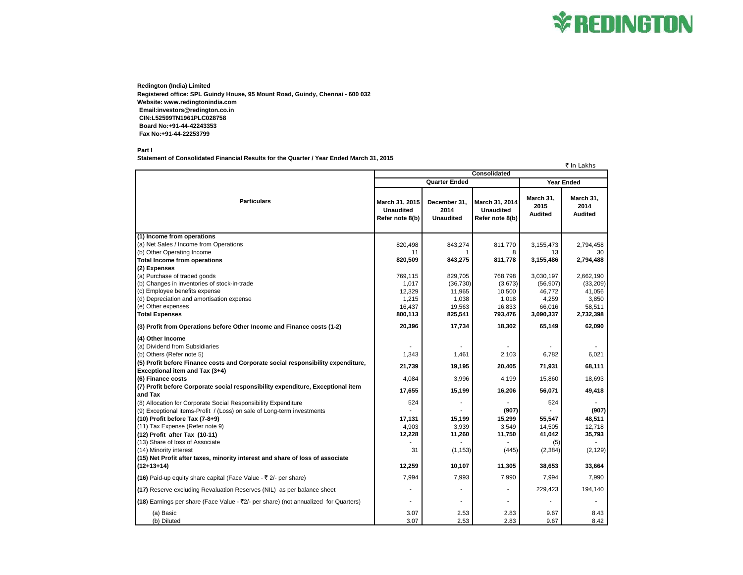**Redington (India) Limited**
**Registered office: SPL Guindy House, 95 Mount Road, Guindy, Chennai - 600 032**
**Website: www.redingtonindia.com**
**Email:investors@redington.co.in**
**CIN:L52599TN1961PLC028758**
**Board No:+91-44-42243353**
**Fax No:+91-44-22253799**

**Part I**

**Statement of Consolidated Financial Results for the Quarter / Year Ended March 31, 2015**

₹ In Lakhs

| Particulars | Consolidated | | | | |
|---|---|---|---|---|---|
| | Quarter Ended | | | Year Ended | |
| | March 31, 2015 Unaudited Refer note 8(b) | December 31, 2014 Unaudited | March 31, 2014 Unaudited Refer note 8(b) | March 31, 2015 Audited | March 31, 2014 Audited |
| **(1) Income from operations** | | | | | |
| (a) Net Sales / Income from Operations | 820,498 | 843,274 | 811,770 | 3,155,473 | 2,794,458 |
| (b) Other Operating Income | 11 | 1 | 8 | 13 | 30 |
| **Total Income from operations** | **820,509** | **843,275** | **811,778** | **3,155,486** | **2,794,488** |
| **(2) Expenses** | | | | | |
| (a) Purchase of traded goods | 769,115 | 829,705 | 768,798 | 3,030,197 | 2,662,190 |
| (b) Changes in inventories of stock-in-trade | 1,017 | (36,730) | (3,673) | (56,907) | (33,209) |
| (c) Employee benefits expense | 12,329 | 11,965 | 10,500 | 46,772 | 41,056 |
| (d) Depreciation and amortisation expense | 1,215 | 1,038 | 1,018 | 4,259 | 3,850 |
| (e) Other expenses | 16,437 | 19,563 | 16,833 | 66,016 | 58,511 |
| **Total Expenses** | **800,113** | **825,541** | **793,476** | **3,090,337** | **2,732,398** |
| **(3) Profit from Operations before Other Income and Finance costs (1-2)** | **20,396** | **17,734** | **18,302** | **65,149** | **62,090** |
| **(4) Other Income** | | | | | |
| (a) Dividend from Subsidiaries | - | - | - | - | - |
| (b) Others (Refer note 5) | 1,343 | 1,461 | 2,103 | 6,782 | 6,021 |
| **(5) Profit before Finance costs and Corporate social responsibility expenditure, Exceptional item and Tax (3+4)** | **21,739** | **19,195** | **20,405** | **71,931** | **68,111** |
| **(6) Finance costs** | 4,084 | 3,996 | 4,199 | 15,860 | 18,693 |
| **(7) Profit before Corporate social responsibility expenditure, Exceptional item and Tax** | **17,655** | **15,199** | **16,206** | **56,071** | **49,418** |
| (8) Allocation for Corporate Social Responsibility Expenditure | 524 | - | - | 524 | - |
| (9) Exceptional items-Profit / (Loss) on sale of Long-term investments | - | - | **(907)** | **-** | **(907)** |
| **(10) Profit before Tax (7-8+9)** | **17,131** | **15,199** | **15,299** | **55,547** | **48,511** |
| (11) Tax Expense (Refer note 9) | 4,903 | 3,939 | 3,549 | 14,505 | 12,718 |
| **(12) Profit after Tax (10-11)** | **12,228** | **11,260** | **11,750** | **41,042** | **35,793** |
| (13) Share of loss of Associate | - | - | - | (5) | - |
| (14) Minority interest | 31 | (1,153) | (445) | (2,384) | (2,129) |
| **(15) Net Profit after taxes, minority interest and share of loss of associate (12+13+14)** | **12,259** | **10,107** | **11,305** | **38,653** | **33,664** |
| **(16)** Paid-up equity share capital (Face Value - ₹ 2/- per share) | 7,994 | 7,993 | 7,990 | 7,994 | 7,990 |
| **(17)** Reserve excluding Revaluation Reserves (NIL) as per balance sheet | - | - | - | 229,423 | 194,140 |
| **(18)** Earnings per share (Face Value - ₹2/- per share) (not annualized for Quarters) | - | - | - | - | - |
| (a) Basic | 3.07 | 2.53 | 2.83 | 9.67 | 8.43 |
| (b) Diluted | 3.07 | 2.53 | 2.83 | 9.67 | 8.42 |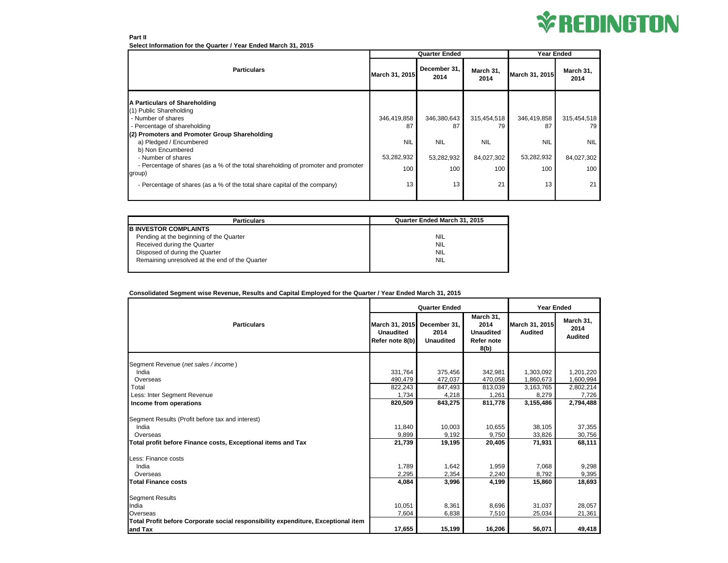**Part II**

**Select Information for the Quarter / Year Ended March 31, 2015**

| Particulars | Quarter Ended | | | Year Ended | |
|---|---|---|---|---|---|
| | March 31, 2015 | December 31, 2014 | March 31, 2014 | March 31, 2015 | March 31, 2014 |
| **A Particulars of Shareholding** | | | | | |
| (1) Public Shareholding | | | | | |
| - Number of shares | 346,419,858 | 346,380,643 | 315,454,518 | 346,419,858 | 315,454,518 |
| - Percentage of shareholding | 87 | 87 | 79 | 87 | 79 |
| **(2) Promoters and Promoter Group Shareholding** | | | | | |
| a) Pledged / Encumbered | NIL | NIL | NIL | NIL | NIL |
| b) Non Encumbered | | | | | |
| - Number of shares | 53,282,932 | 53,282,932 | 84,027,302 | 53,282,932 | 84,027,302 |
| - Percentage of shares (as a % of the total shareholding of promoter and promoter group) | 100 | 100 | 100 | 100 | 100 |
| - Percentage of shares (as a % of the total share capital of the company) | 13 | 13 | 21 | 13 | 21 |

| Particulars | Quarter Ended March 31, 2015 |
|---|---|
| **B INVESTOR COMPLAINTS** | |
| Pending at the beginning of the Quarter | NIL |
| Received during the Quarter | NIL |
| Disposed of during the Quarter | NIL |
| Remaining unresolved at the end of the Quarter | NIL |

**Consolidated Segment wise Revenue, Results and Capital Employed for the Quarter / Year Ended March 31, 2015**

| Particulars | Quarter Ended | | | Year Ended | |
|---|---|---|---|---|---|
| | March 31, 2015 Unaudited Refer note 8(b) | December 31, 2014 Unaudited | March 31, 2014 Unaudited Refer note 8(b) | March 31, 2015 Audited | March 31, 2014 Audited |
| Segment Revenue (*net sales / income*) | | | | | |
| India | 331,764 | 375,456 | 342,981 | 1,303,092 | 1,201,220 |
| Overseas | 490,479 | 472,037 | 470,058 | 1,860,673 | 1,600,994 |
| Total | 822,243 | 847,493 | 813,039 | 3,163,765 | 2,802,214 |
| Less: Inter Segment Revenue | 1,734 | 4,218 | 1,261 | 8,279 | 7,726 |
| **Income from operations** | **820,509** | **843,275** | **811,778** | **3,155,486** | **2,794,488** |
| Segment Results (Profit before tax and interest) | | | | | |
| India | 11,840 | 10,003 | 10,655 | 38,105 | 37,355 |
| Overseas | 9,899 | 9,192 | 9,750 | 33,826 | 30,756 |
| **Total profit before Finance costs, Exceptional items and Tax** | **21,739** | **19,195** | **20,405** | **71,931** | **68,111** |
| Less: Finance costs | | | | | |
| India | 1,789 | 1,642 | 1,959 | 7,068 | 9,298 |
| Overseas | 2,295 | 2,354 | 2,240 | 8,792 | 9,395 |
| **Total Finance costs** | **4,084** | **3,996** | **4,199** | **15,860** | **18,693** |
| Segment Results | | | | | |
| India | 10,051 | 8,361 | 8,696 | 31,037 | 28,057 |
| Overseas | 7,604 | 6,838 | 7,510 | 25,034 | 21,361 |
| **Total Profit before Corporate social responsibility expenditure, Exceptional item and Tax** | **17,655** | **15,199** | **16,206** | **56,071** | **49,418** |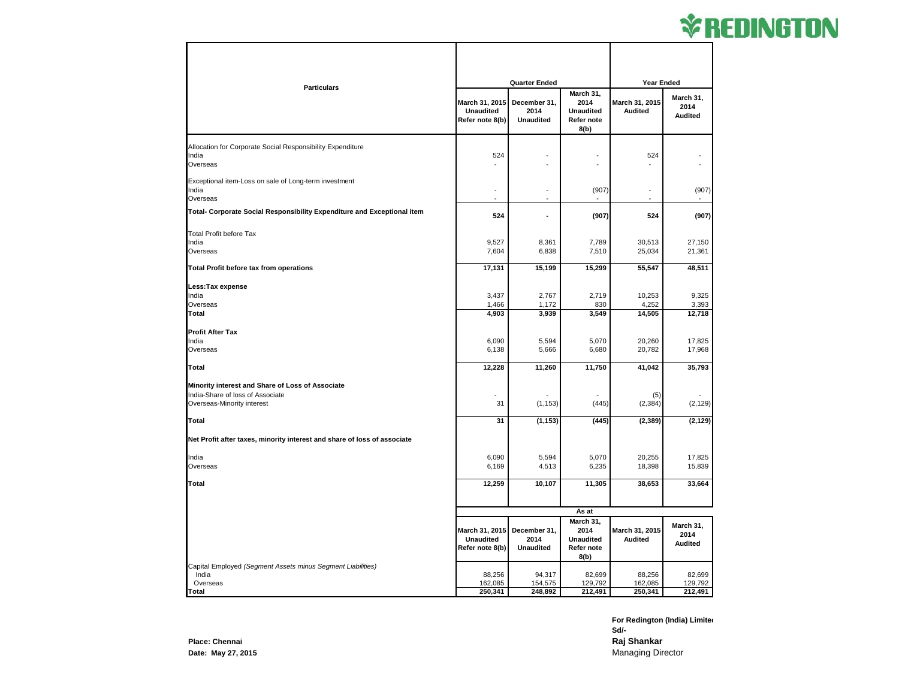| Particulars | Quarter Ended | | | Year Ended | |
|---|---|---|---|---|---|
| | March 31, 2015 Unaudited Refer note 8(b) | December 31, 2014 Unaudited | March 31, 2014 Unaudited Refer note 8(b) | March 31, 2015 Audited | March 31, 2014 Audited |
| Allocation for Corporate Social Responsibility Expenditure | | | | | |
| India | 524 | - | - | 524 | - |
| Overseas | - | - | - | - | - |
| Exceptional item-Loss on sale of Long-term investment | | | | | |
| India | - | - | (907) | - | (907) |
| Overseas | - | - | - | - | - |
| **Total- Corporate Social Responsibility Expenditure and Exceptional item** | **524** | **-** | **(907)** | **524** | **(907)** |
| Total Profit before Tax | | | | | |
| India | 9,527 | 8,361 | 7,789 | 30,513 | 27,150 |
| Overseas | 7,604 | 6,838 | 7,510 | 25,034 | 21,361 |
| **Total Profit before tax from operations** | **17,131** | **15,199** | **15,299** | **55,547** | **48,511** |
| **Less:Tax expense** | | | | | |
| India | 3,437 | 2,767 | 2,719 | 10,253 | 9,325 |
| Overseas | 1,466 | 1,172 | 830 | 4,252 | 3,393 |
| **Total** | **4,903** | **3,939** | **3,549** | **14,505** | **12,718** |
| **Profit After Tax** | | | | | |
| India | 6,090 | 5,594 | 5,070 | 20,260 | 17,825 |
| Overseas | 6,138 | 5,666 | 6,680 | 20,782 | 17,968 |
| **Total** | **12,228** | **11,260** | **11,750** | **41,042** | **35,793** |
| **Minority interest and Share of Loss of Associate** | | | | | |
| India-Share of loss of Associate | - | - | - | (5) | - |
| Overseas-Minority interest | 31 | (1,153) | (445) | (2,384) | (2,129) |
| **Total** | **31** | **(1,153)** | **(445)** | **(2,389)** | **(2,129)** |
| **Net Profit after taxes, minority interest and share of loss of associate** | | | | | |
| India | 6,090 | 5,594 | 5,070 | 20,255 | 17,825 |
| Overseas | 6,169 | 4,513 | 6,235 | 18,398 | 15,839 |
| **Total** | **12,259** | **10,107** | **11,305** | **38,653** | **33,664** |
| | As at | | | | |
| | March 31, 2015 Unaudited Refer note 8(b) | December 31, 2014 Unaudited | March 31, 2014 Unaudited Refer note 8(b) | March 31, 2015 Audited | March 31, 2014 Audited |
| Capital Employed *(Segment Assets minus Segment Liabilities)* | | | | | |
| India | 88,256 | 94,317 | 82,699 | 88,256 | 82,699 |
| Overseas | 162,085 | 154,575 | 129,792 | 162,085 | 129,792 |
| **Total** | **250,341** | **248,892** | **212,491** | **250,341** | **212,491** |

**For Redington (India) Limited**
**Sd/-**
**Raj Shankar**
Managing Director

**Place: Chennai**
**Date: May 27, 2015**